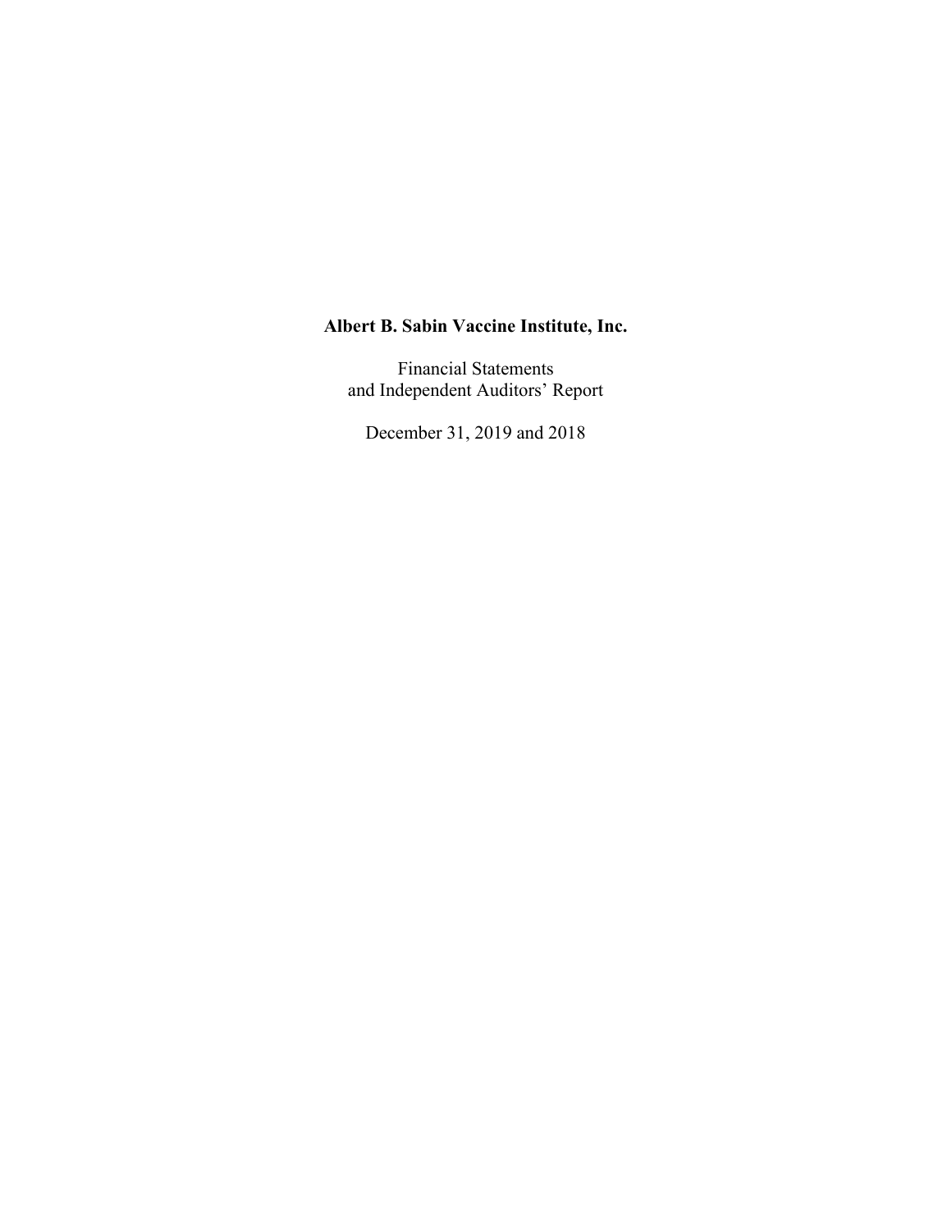**Albert B. Sabin Vaccine Institute, Inc.**

Financial Statements
and Independent Auditors' Report

December 31, 2019 and 2018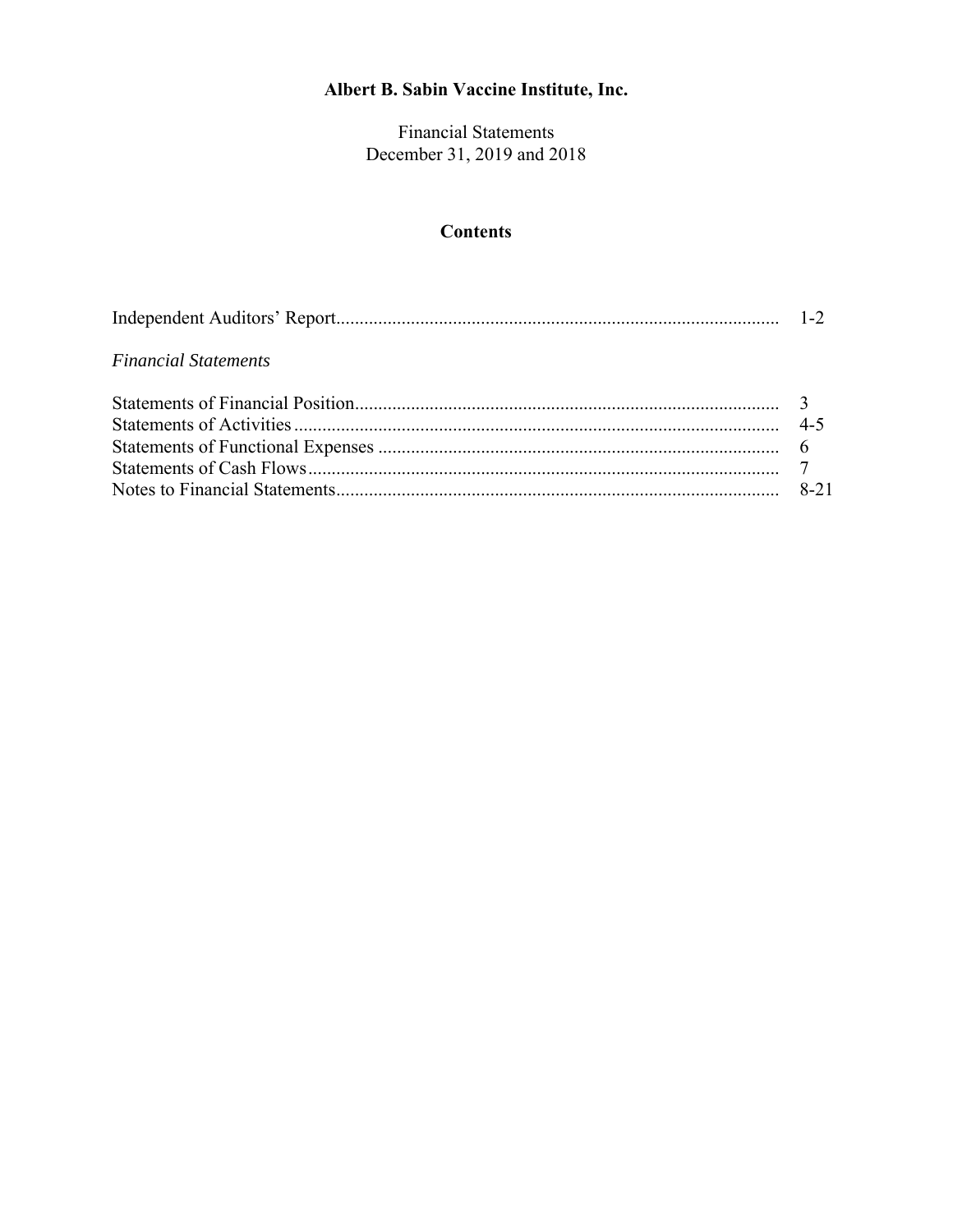# Albert B. Sabin Vaccine Institute, Inc.

Financial Statements
December 31, 2019 and 2018

## Contents

| | |
|---|---|
| Independent Auditors' Report | 1-2 |
| *Financial Statements* | |
| Statements of Financial Position | 3 |
| Statements of Activities | 4-5 |
| Statements of Functional Expenses | 6 |
| Statements of Cash Flows | 7 |
| Notes to Financial Statements | 8-21 |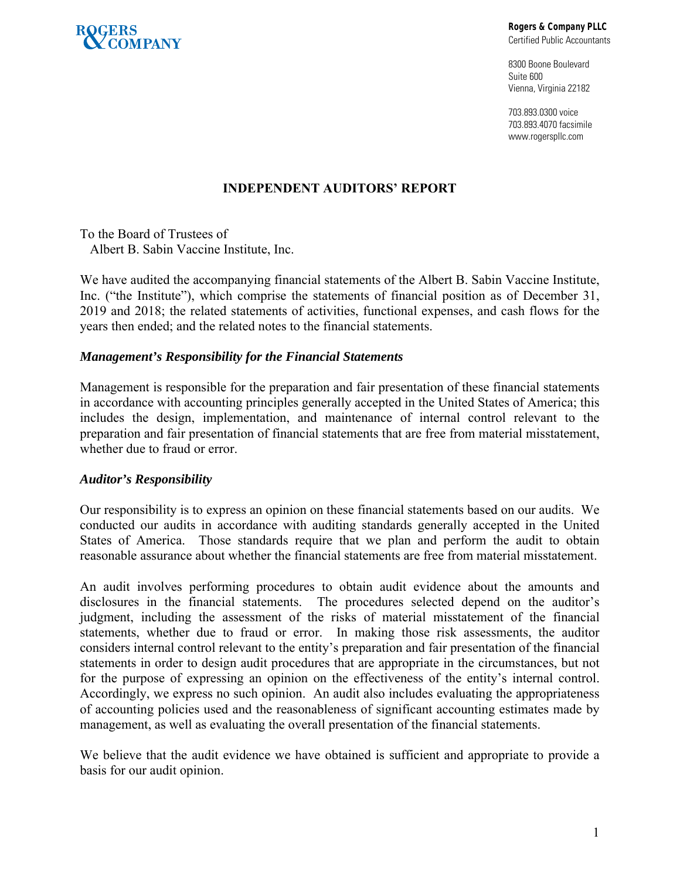ROGERS & COMPANY

**Rogers & Company PLLC**
Certified Public Accountants

8300 Boone Boulevard
Suite 600
Vienna, Virginia 22182

703.893.0300 voice
703.893.4070 facsimile
www.rogerspllc.com

## INDEPENDENT AUDITORS' REPORT

To the Board of Trustees of
Albert B. Sabin Vaccine Institute, Inc.

We have audited the accompanying financial statements of the Albert B. Sabin Vaccine Institute, Inc. ("the Institute"), which comprise the statements of financial position as of December 31, 2019 and 2018; the related statements of activities, functional expenses, and cash flows for the years then ended; and the related notes to the financial statements.

### *Management's Responsibility for the Financial Statements*

Management is responsible for the preparation and fair presentation of these financial statements in accordance with accounting principles generally accepted in the United States of America; this includes the design, implementation, and maintenance of internal control relevant to the preparation and fair presentation of financial statements that are free from material misstatement, whether due to fraud or error.

### *Auditor's Responsibility*

Our responsibility is to express an opinion on these financial statements based on our audits. We conducted our audits in accordance with auditing standards generally accepted in the United States of America. Those standards require that we plan and perform the audit to obtain reasonable assurance about whether the financial statements are free from material misstatement.

An audit involves performing procedures to obtain audit evidence about the amounts and disclosures in the financial statements. The procedures selected depend on the auditor's judgment, including the assessment of the risks of material misstatement of the financial statements, whether due to fraud or error. In making those risk assessments, the auditor considers internal control relevant to the entity's preparation and fair presentation of the financial statements in order to design audit procedures that are appropriate in the circumstances, but not for the purpose of expressing an opinion on the effectiveness of the entity's internal control. Accordingly, we express no such opinion. An audit also includes evaluating the appropriateness of accounting policies used and the reasonableness of significant accounting estimates made by management, as well as evaluating the overall presentation of the financial statements.

We believe that the audit evidence we have obtained is sufficient and appropriate to provide a basis for our audit opinion.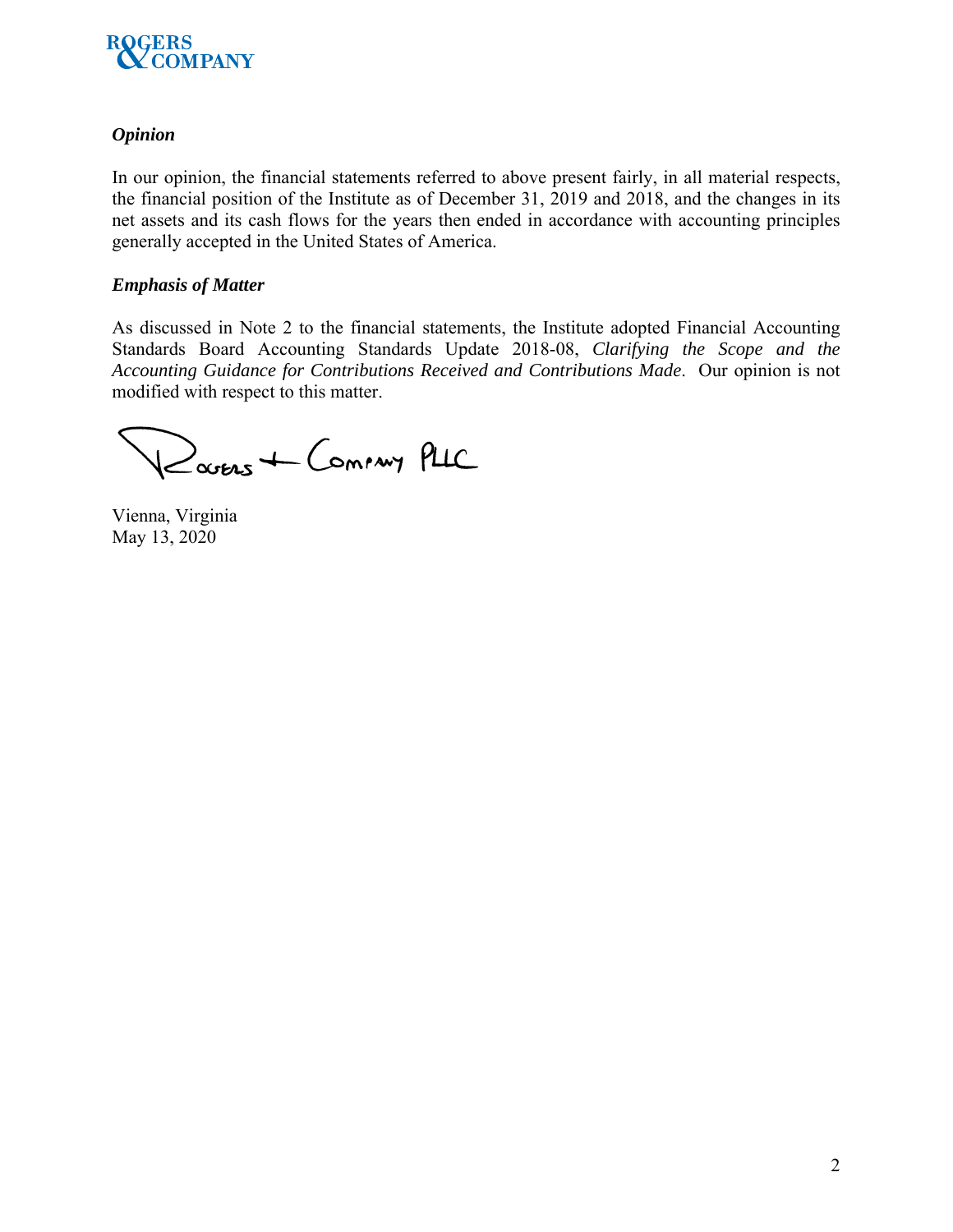### *Opinion*

In our opinion, the financial statements referred to above present fairly, in all material respects, the financial position of the Institute as of December 31, 2019 and 2018, and the changes in its net assets and its cash flows for the years then ended in accordance with accounting principles generally accepted in the United States of America.

### *Emphasis of Matter*

As discussed in Note 2 to the financial statements, the Institute adopted Financial Accounting Standards Board Accounting Standards Update 2018-08, *Clarifying the Scope and the Accounting Guidance for Contributions Received and Contributions Made*. Our opinion is not modified with respect to this matter.

Rogers + Company PLLC

Vienna, Virginia
May 13, 2020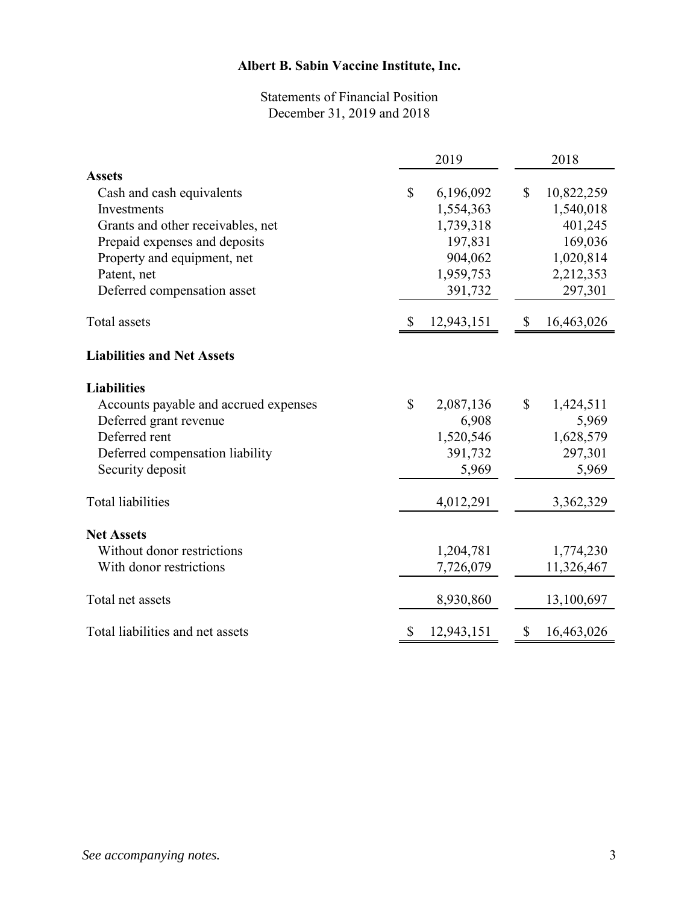# Albert B. Sabin Vaccine Institute, Inc.

Statements of Financial Position
December 31, 2019 and 2018

| | 2019 | 2018 |
|---|---|---|
| **Assets** | | |
| Cash and cash equivalents | $ 6,196,092 | $ 10,822,259 |
| Investments | 1,554,363 | 1,540,018 |
| Grants and other receivables, net | 1,739,318 | 401,245 |
| Prepaid expenses and deposits | 197,831 | 169,036 |
| Property and equipment, net | 904,062 | 1,020,814 |
| Patent, net | 1,959,753 | 2,212,353 |
| Deferred compensation asset | 391,732 | 297,301 |
| Total assets | $ 12,943,151 | $ 16,463,026 |
| **Liabilities and Net Assets** | | |
| **Liabilities** | | |
| Accounts payable and accrued expenses | $ 2,087,136 | $ 1,424,511 |
| Deferred grant revenue | 6,908 | 5,969 |
| Deferred rent | 1,520,546 | 1,628,579 |
| Deferred compensation liability | 391,732 | 297,301 |
| Security deposit | 5,969 | 5,969 |
| Total liabilities | 4,012,291 | 3,362,329 |
| **Net Assets** | | |
| Without donor restrictions | 1,204,781 | 1,774,230 |
| With donor restrictions | 7,726,079 | 11,326,467 |
| Total net assets | 8,930,860 | 13,100,697 |
| Total liabilities and net assets | $ 12,943,151 | $ 16,463,026 |

*See accompanying notes.*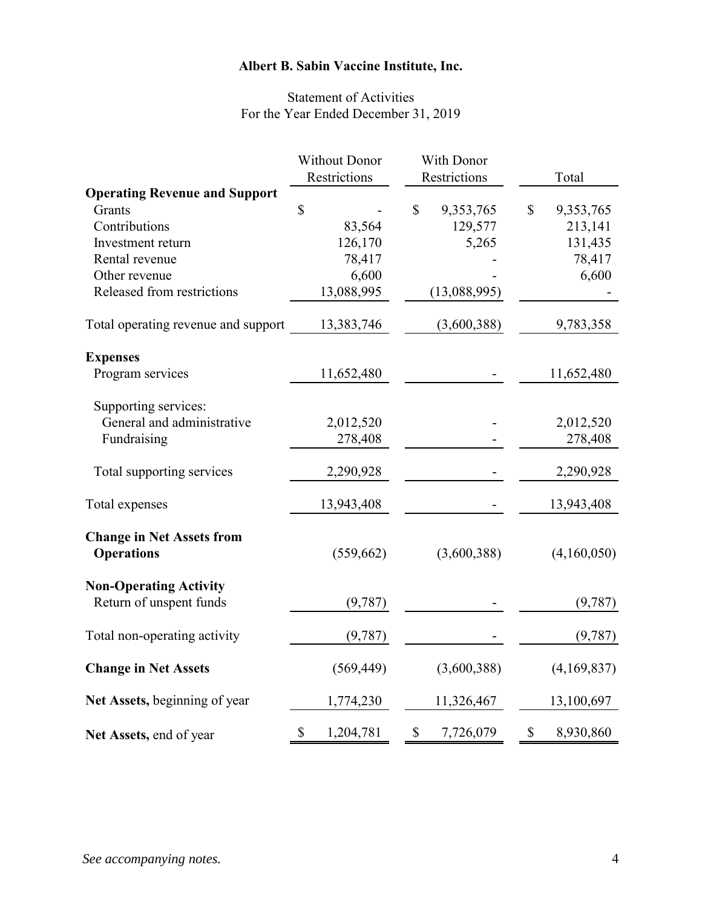# Albert B. Sabin Vaccine Institute, Inc.

Statement of Activities
For the Year Ended December 31, 2019

| | Without Donor Restrictions | With Donor Restrictions | Total |
|---|---|---|---|
| **Operating Revenue and Support** | | | |
| Grants | $ - | $ 9,353,765 | $ 9,353,765 |
| Contributions | 83,564 | 129,577 | 213,141 |
| Investment return | 126,170 | 5,265 | 131,435 |
| Rental revenue | 78,417 | - | 78,417 |
| Other revenue | 6,600 | - | 6,600 |
| Released from restrictions | 13,088,995 | (13,088,995) | - |
| Total operating revenue and support | 13,383,746 | (3,600,388) | 9,783,358 |
| **Expenses** | | | |
| Program services | 11,652,480 | - | 11,652,480 |
| Supporting services: | | | |
| General and administrative | 2,012,520 | - | 2,012,520 |
| Fundraising | 278,408 | - | 278,408 |
| Total supporting services | 2,290,928 | - | 2,290,928 |
| Total expenses | 13,943,408 | - | 13,943,408 |
| **Change in Net Assets from Operations** | (559,662) | (3,600,388) | (4,160,050) |
| **Non-Operating Activity** | | | |
| Return of unspent funds | (9,787) | - | (9,787) |
| Total non-operating activity | (9,787) | - | (9,787) |
| **Change in Net Assets** | (569,449) | (3,600,388) | (4,169,837) |
| **Net Assets,** beginning of year | 1,774,230 | 11,326,467 | 13,100,697 |
| **Net Assets,** end of year | $ 1,204,781 | $ 7,726,079 | $ 8,930,860 |

*See accompanying notes.*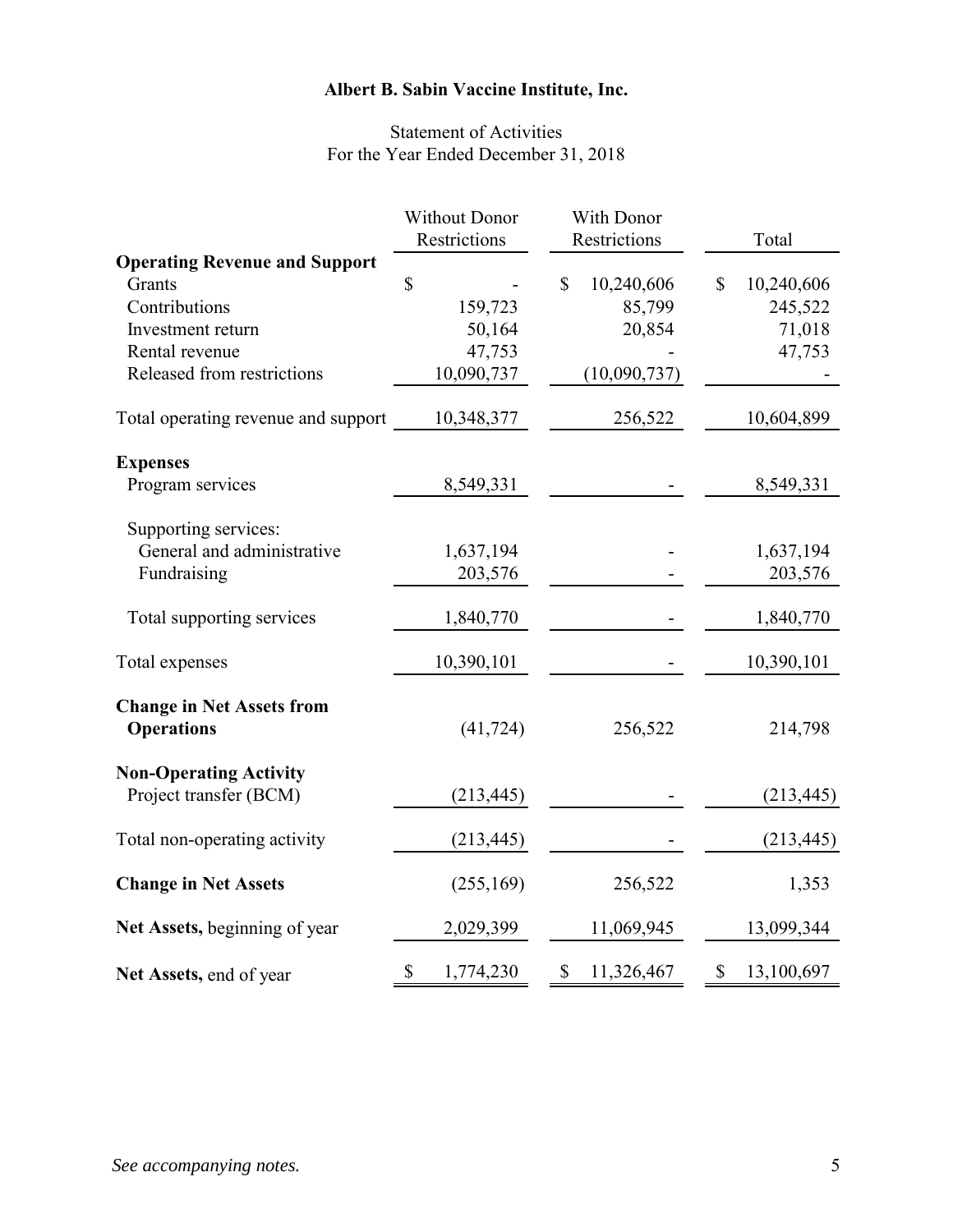# Albert B. Sabin Vaccine Institute, Inc.

Statement of Activities
For the Year Ended December 31, 2018

| | Without Donor Restrictions | With Donor Restrictions | Total |
|---|---|---|---|
| **Operating Revenue and Support** | | | |
| Grants | $ - | $ 10,240,606 | $ 10,240,606 |
| Contributions | 159,723 | 85,799 | 245,522 |
| Investment return | 50,164 | 20,854 | 71,018 |
| Rental revenue | 47,753 | - | 47,753 |
| Released from restrictions | 10,090,737 | (10,090,737) | - |
| Total operating revenue and support | 10,348,377 | 256,522 | 10,604,899 |
| **Expenses** | | | |
| Program services | 8,549,331 | - | 8,549,331 |
| Supporting services: | | | |
| General and administrative | 1,637,194 | - | 1,637,194 |
| Fundraising | 203,576 | - | 203,576 |
| Total supporting services | 1,840,770 | - | 1,840,770 |
| Total expenses | 10,390,101 | - | 10,390,101 |
| **Change in Net Assets from Operations** | (41,724) | 256,522 | 214,798 |
| **Non-Operating Activity** | | | |
| Project transfer (BCM) | (213,445) | - | (213,445) |
| Total non-operating activity | (213,445) | - | (213,445) |
| **Change in Net Assets** | (255,169) | 256,522 | 1,353 |
| **Net Assets,** beginning of year | 2,029,399 | 11,069,945 | 13,099,344 |
| **Net Assets,** end of year | $ 1,774,230 | $ 11,326,467 | $ 13,100,697 |

*See accompanying notes.*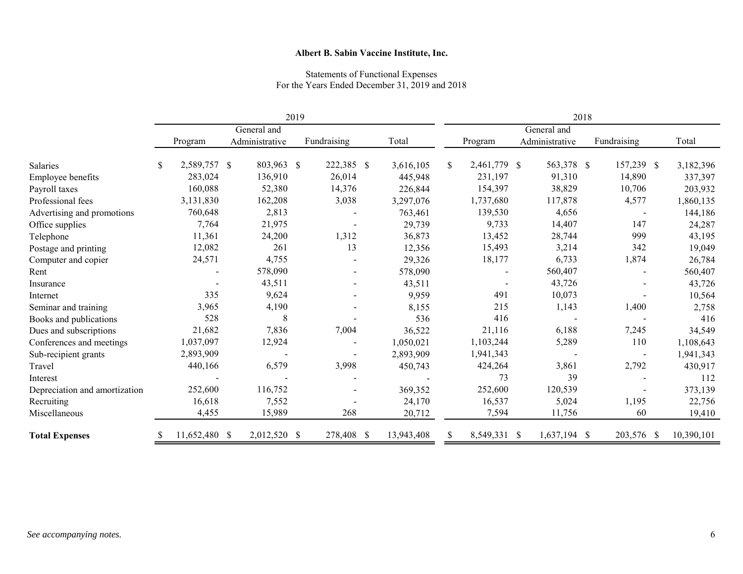**Albert B. Sabin Vaccine Institute, Inc.**

Statements of Functional Expenses
For the Years Ended December 31, 2019 and 2018

| | 2019 | | | | 2018 | | | |
|---|---|---|---|---|---|---|---|---|
| | Program | General and Administrative | Fundraising | Total | Program | General and Administrative | Fundraising | Total |
| Salaries | $ 2,589,757 | $ 803,963 | $ 222,385 | $ 3,616,105 | $ 2,461,779 | $ 563,378 | $ 157,239 | $ 3,182,396 |
| Employee benefits | 283,024 | 136,910 | 26,014 | 445,948 | 231,197 | 91,310 | 14,890 | 337,397 |
| Payroll taxes | 160,088 | 52,380 | 14,376 | 226,844 | 154,397 | 38,829 | 10,706 | 203,932 |
| Professional fees | 3,131,830 | 162,208 | 3,038 | 3,297,076 | 1,737,680 | 117,878 | 4,577 | 1,860,135 |
| Advertising and promotions | 760,648 | 2,813 | - | 763,461 | 139,530 | 4,656 | - | 144,186 |
| Office supplies | 7,764 | 21,975 | - | 29,739 | 9,733 | 14,407 | 147 | 24,287 |
| Telephone | 11,361 | 24,200 | 1,312 | 36,873 | 13,452 | 28,744 | 999 | 43,195 |
| Postage and printing | 12,082 | 261 | 13 | 12,356 | 15,493 | 3,214 | 342 | 19,049 |
| Computer and copier | 24,571 | 4,755 | - | 29,326 | 18,177 | 6,733 | 1,874 | 26,784 |
| Rent | - | 578,090 | - | 578,090 | - | 560,407 | - | 560,407 |
| Insurance | - | 43,511 | - | 43,511 | - | 43,726 | - | 43,726 |
| Internet | 335 | 9,624 | - | 9,959 | 491 | 10,073 | - | 10,564 |
| Seminar and training | 3,965 | 4,190 | - | 8,155 | 215 | 1,143 | 1,400 | 2,758 |
| Books and publications | 528 | 8 | - | 536 | 416 | - | - | 416 |
| Dues and subscriptions | 21,682 | 7,836 | 7,004 | 36,522 | 21,116 | 6,188 | 7,245 | 34,549 |
| Conferences and meetings | 1,037,097 | 12,924 | - | 1,050,021 | 1,103,244 | 5,289 | 110 | 1,108,643 |
| Sub-recipient grants | 2,893,909 | - | - | 2,893,909 | 1,941,343 | - | - | 1,941,343 |
| Travel | 440,166 | 6,579 | 3,998 | 450,743 | 424,264 | 3,861 | 2,792 | 430,917 |
| Interest | - | - | - | - | 73 | 39 | - | 112 |
| Depreciation and amortization | 252,600 | 116,752 | - | 369,352 | 252,600 | 120,539 | - | 373,139 |
| Recruiting | 16,618 | 7,552 | - | 24,170 | 16,537 | 5,024 | 1,195 | 22,756 |
| Miscellaneous | 4,455 | 15,989 | 268 | 20,712 | 7,594 | 11,756 | 60 | 19,410 |
| **Total Expenses** | $ 11,652,480 | $ 2,012,520 | $ 278,408 | $ 13,943,408 | $ 8,549,331 | $ 1,637,194 | $ 203,576 | $ 10,390,101 |

*See accompanying notes.*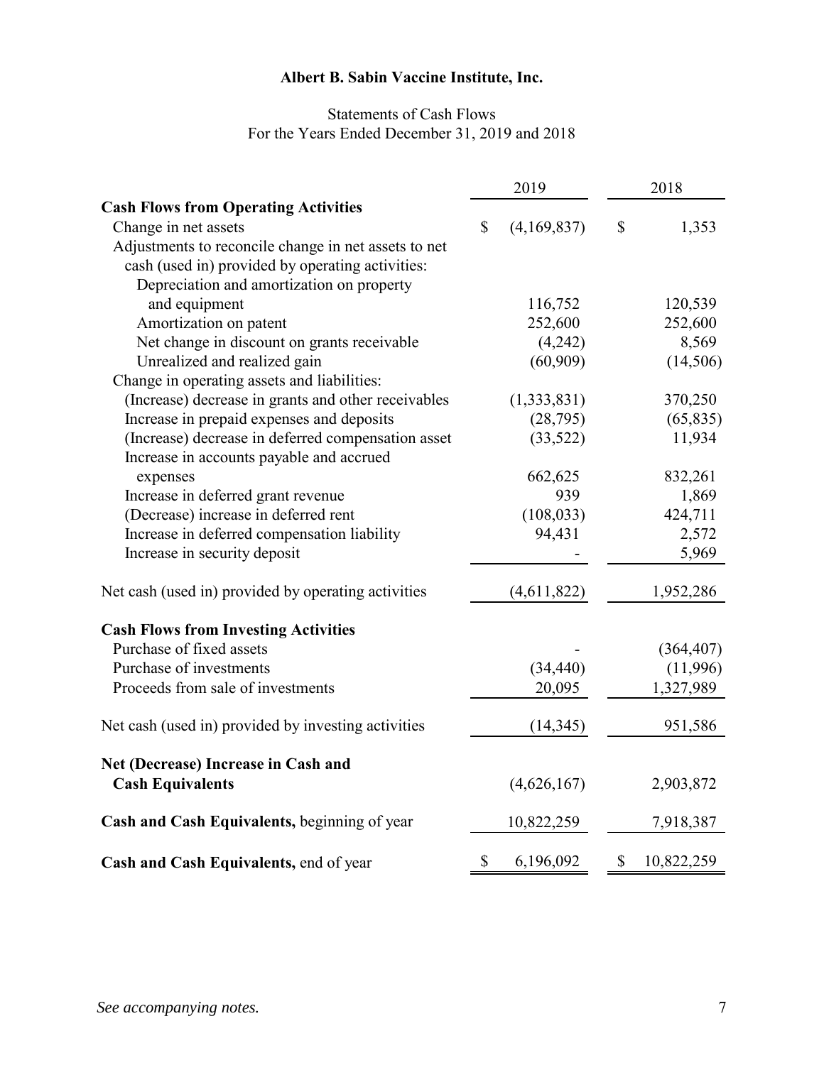# Albert B. Sabin Vaccine Institute, Inc.

## Statements of Cash Flows
For the Years Ended December 31, 2019 and 2018

| | 2019 | 2018 |
|---|---|---|
| **Cash Flows from Operating Activities** | | |
| Change in net assets | $ (4,169,837) | $ 1,353 |
| Adjustments to reconcile change in net assets to net cash (used in) provided by operating activities: | | |
| Depreciation and amortization on property and equipment | 116,752 | 120,539 |
| Amortization on patent | 252,600 | 252,600 |
| Net change in discount on grants receivable | (4,242) | 8,569 |
| Unrealized and realized gain | (60,909) | (14,506) |
| Change in operating assets and liabilities: | | |
| (Increase) decrease in grants and other receivables | (1,333,831) | 370,250 |
| Increase in prepaid expenses and deposits | (28,795) | (65,835) |
| (Increase) decrease in deferred compensation asset | (33,522) | 11,934 |
| Increase in accounts payable and accrued expenses | 662,625 | 832,261 |
| Increase in deferred grant revenue | 939 | 1,869 |
| (Decrease) increase in deferred rent | (108,033) | 424,711 |
| Increase in deferred compensation liability | 94,431 | 2,572 |
| Increase in security deposit | - | 5,969 |
| Net cash (used in) provided by operating activities | (4,611,822) | 1,952,286 |
| **Cash Flows from Investing Activities** | | |
| Purchase of fixed assets | - | (364,407) |
| Purchase of investments | (34,440) | (11,996) |
| Proceeds from sale of investments | 20,095 | 1,327,989 |
| Net cash (used in) provided by investing activities | (14,345) | 951,586 |
| **Net (Decrease) Increase in Cash and Cash Equivalents** | (4,626,167) | 2,903,872 |
| **Cash and Cash Equivalents,** beginning of year | 10,822,259 | 7,918,387 |
| **Cash and Cash Equivalents,** end of year | $ 6,196,092 | $ 10,822,259 |

*See accompanying notes.*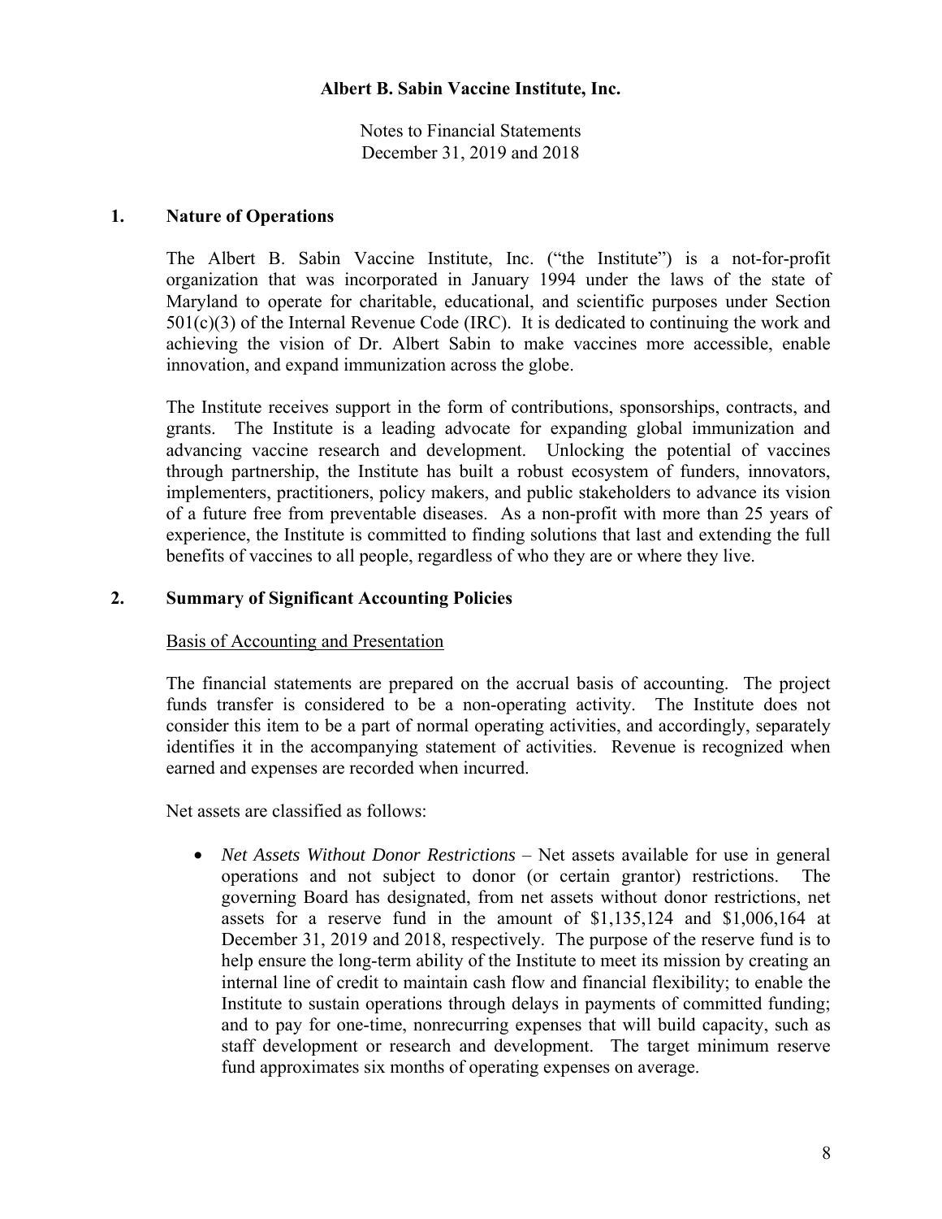**Albert B. Sabin Vaccine Institute, Inc.**

Notes to Financial Statements
December 31, 2019 and 2018

## 1. Nature of Operations

The Albert B. Sabin Vaccine Institute, Inc. ("the Institute") is a not-for-profit organization that was incorporated in January 1994 under the laws of the state of Maryland to operate for charitable, educational, and scientific purposes under Section 501(c)(3) of the Internal Revenue Code (IRC). It is dedicated to continuing the work and achieving the vision of Dr. Albert Sabin to make vaccines more accessible, enable innovation, and expand immunization across the globe.

The Institute receives support in the form of contributions, sponsorships, contracts, and grants. The Institute is a leading advocate for expanding global immunization and advancing vaccine research and development. Unlocking the potential of vaccines through partnership, the Institute has built a robust ecosystem of funders, innovators, implementers, practitioners, policy makers, and public stakeholders to advance its vision of a future free from preventable diseases. As a non-profit with more than 25 years of experience, the Institute is committed to finding solutions that last and extending the full benefits of vaccines to all people, regardless of who they are or where they live.

## 2. Summary of Significant Accounting Policies

Basis of Accounting and Presentation

The financial statements are prepared on the accrual basis of accounting. The project funds transfer is considered to be a non-operating activity. The Institute does not consider this item to be a part of normal operating activities, and accordingly, separately identifies it in the accompanying statement of activities. Revenue is recognized when earned and expenses are recorded when incurred.

Net assets are classified as follows:

- *Net Assets Without Donor Restrictions* – Net assets available for use in general operations and not subject to donor (or certain grantor) restrictions. The governing Board has designated, from net assets without donor restrictions, net assets for a reserve fund in the amount of $1,135,124 and $1,006,164 at December 31, 2019 and 2018, respectively. The purpose of the reserve fund is to help ensure the long-term ability of the Institute to meet its mission by creating an internal line of credit to maintain cash flow and financial flexibility; to enable the Institute to sustain operations through delays in payments of committed funding; and to pay for one-time, nonrecurring expenses that will build capacity, such as staff development or research and development. The target minimum reserve fund approximates six months of operating expenses on average.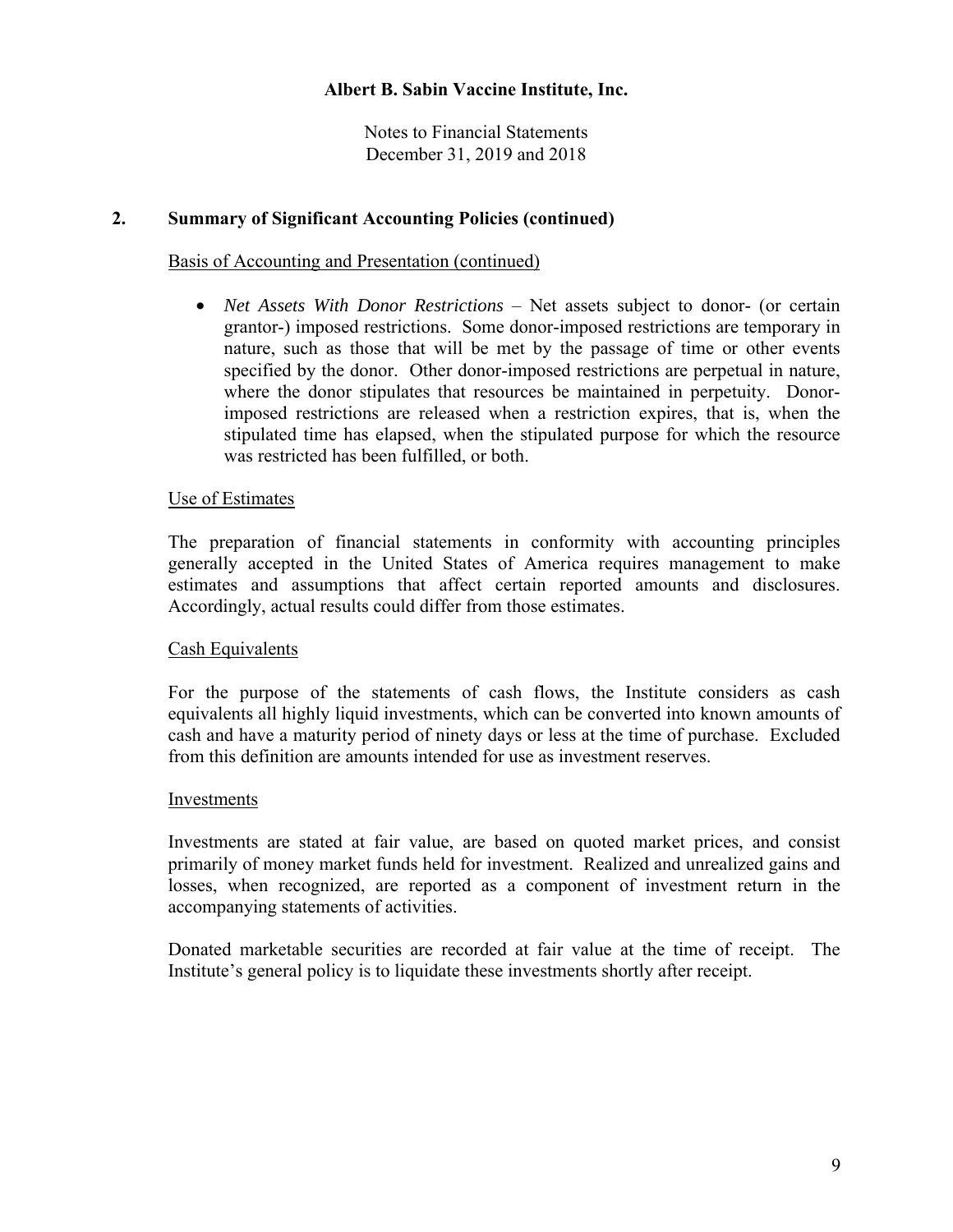## 2. Summary of Significant Accounting Policies (continued)

Basis of Accounting and Presentation (continued)

- *Net Assets With Donor Restrictions* – Net assets subject to donor- (or certain grantor-) imposed restrictions. Some donor-imposed restrictions are temporary in nature, such as those that will be met by the passage of time or other events specified by the donor. Other donor-imposed restrictions are perpetual in nature, where the donor stipulates that resources be maintained in perpetuity. Donor-imposed restrictions are released when a restriction expires, that is, when the stipulated time has elapsed, when the stipulated purpose for which the resource was restricted has been fulfilled, or both.

Use of Estimates

The preparation of financial statements in conformity with accounting principles generally accepted in the United States of America requires management to make estimates and assumptions that affect certain reported amounts and disclosures. Accordingly, actual results could differ from those estimates.

Cash Equivalents

For the purpose of the statements of cash flows, the Institute considers as cash equivalents all highly liquid investments, which can be converted into known amounts of cash and have a maturity period of ninety days or less at the time of purchase. Excluded from this definition are amounts intended for use as investment reserves.

Investments

Investments are stated at fair value, are based on quoted market prices, and consist primarily of money market funds held for investment. Realized and unrealized gains and losses, when recognized, are reported as a component of investment return in the accompanying statements of activities.

Donated marketable securities are recorded at fair value at the time of receipt. The Institute's general policy is to liquidate these investments shortly after receipt.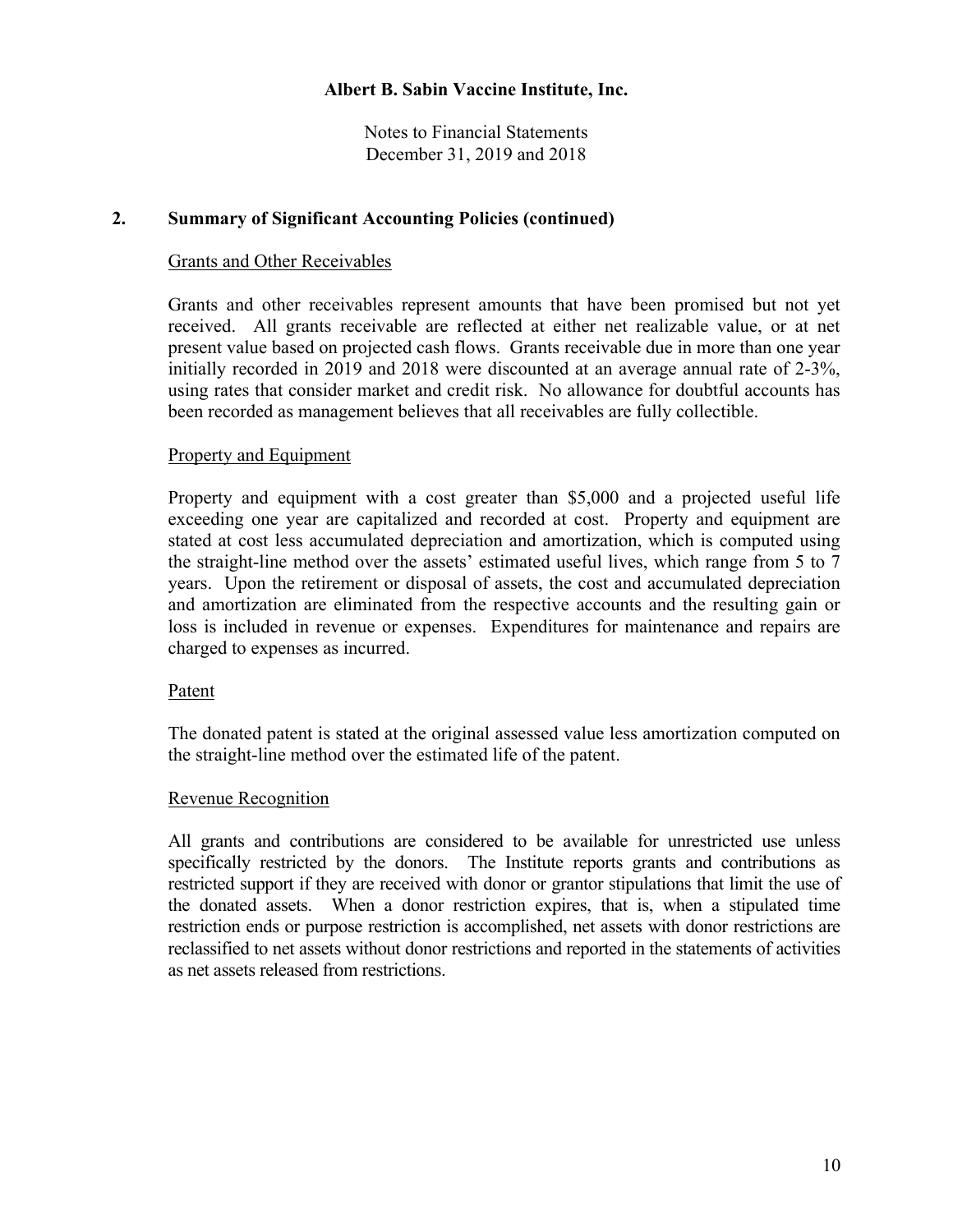## 2. Summary of Significant Accounting Policies (continued)

### Grants and Other Receivables

Grants and other receivables represent amounts that have been promised but not yet received. All grants receivable are reflected at either net realizable value, or at net present value based on projected cash flows. Grants receivable due in more than one year initially recorded in 2019 and 2018 were discounted at an average annual rate of 2-3%, using rates that consider market and credit risk. No allowance for doubtful accounts has been recorded as management believes that all receivables are fully collectible.

### Property and Equipment

Property and equipment with a cost greater than $5,000 and a projected useful life exceeding one year are capitalized and recorded at cost. Property and equipment are stated at cost less accumulated depreciation and amortization, which is computed using the straight-line method over the assets' estimated useful lives, which range from 5 to 7 years. Upon the retirement or disposal of assets, the cost and accumulated depreciation and amortization are eliminated from the respective accounts and the resulting gain or loss is included in revenue or expenses. Expenditures for maintenance and repairs are charged to expenses as incurred.

### Patent

The donated patent is stated at the original assessed value less amortization computed on the straight-line method over the estimated life of the patent.

### Revenue Recognition

All grants and contributions are considered to be available for unrestricted use unless specifically restricted by the donors. The Institute reports grants and contributions as restricted support if they are received with donor or grantor stipulations that limit the use of the donated assets. When a donor restriction expires, that is, when a stipulated time restriction ends or purpose restriction is accomplished, net assets with donor restrictions are reclassified to net assets without donor restrictions and reported in the statements of activities as net assets released from restrictions.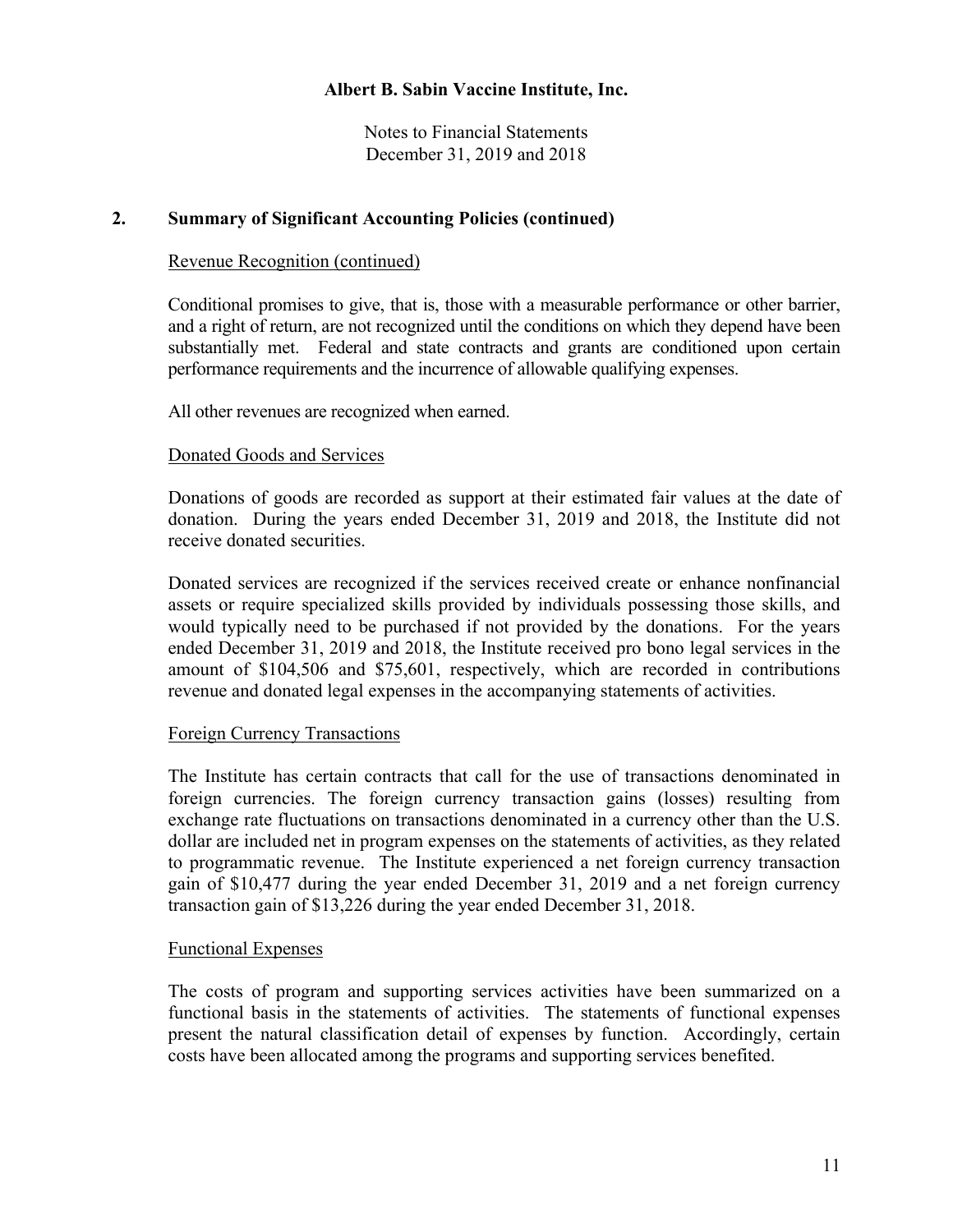## 2. Summary of Significant Accounting Policies (continued)

Revenue Recognition (continued)

Conditional promises to give, that is, those with a measurable performance or other barrier, and a right of return, are not recognized until the conditions on which they depend have been substantially met. Federal and state contracts and grants are conditioned upon certain performance requirements and the incurrence of allowable qualifying expenses.

All other revenues are recognized when earned.

Donated Goods and Services

Donations of goods are recorded as support at their estimated fair values at the date of donation. During the years ended December 31, 2019 and 2018, the Institute did not receive donated securities.

Donated services are recognized if the services received create or enhance nonfinancial assets or require specialized skills provided by individuals possessing those skills, and would typically need to be purchased if not provided by the donations. For the years ended December 31, 2019 and 2018, the Institute received pro bono legal services in the amount of $104,506 and $75,601, respectively, which are recorded in contributions revenue and donated legal expenses in the accompanying statements of activities.

Foreign Currency Transactions

The Institute has certain contracts that call for the use of transactions denominated in foreign currencies. The foreign currency transaction gains (losses) resulting from exchange rate fluctuations on transactions denominated in a currency other than the U.S. dollar are included net in program expenses on the statements of activities, as they related to programmatic revenue. The Institute experienced a net foreign currency transaction gain of $10,477 during the year ended December 31, 2019 and a net foreign currency transaction gain of $13,226 during the year ended December 31, 2018.

Functional Expenses

The costs of program and supporting services activities have been summarized on a functional basis in the statements of activities. The statements of functional expenses present the natural classification detail of expenses by function. Accordingly, certain costs have been allocated among the programs and supporting services benefited.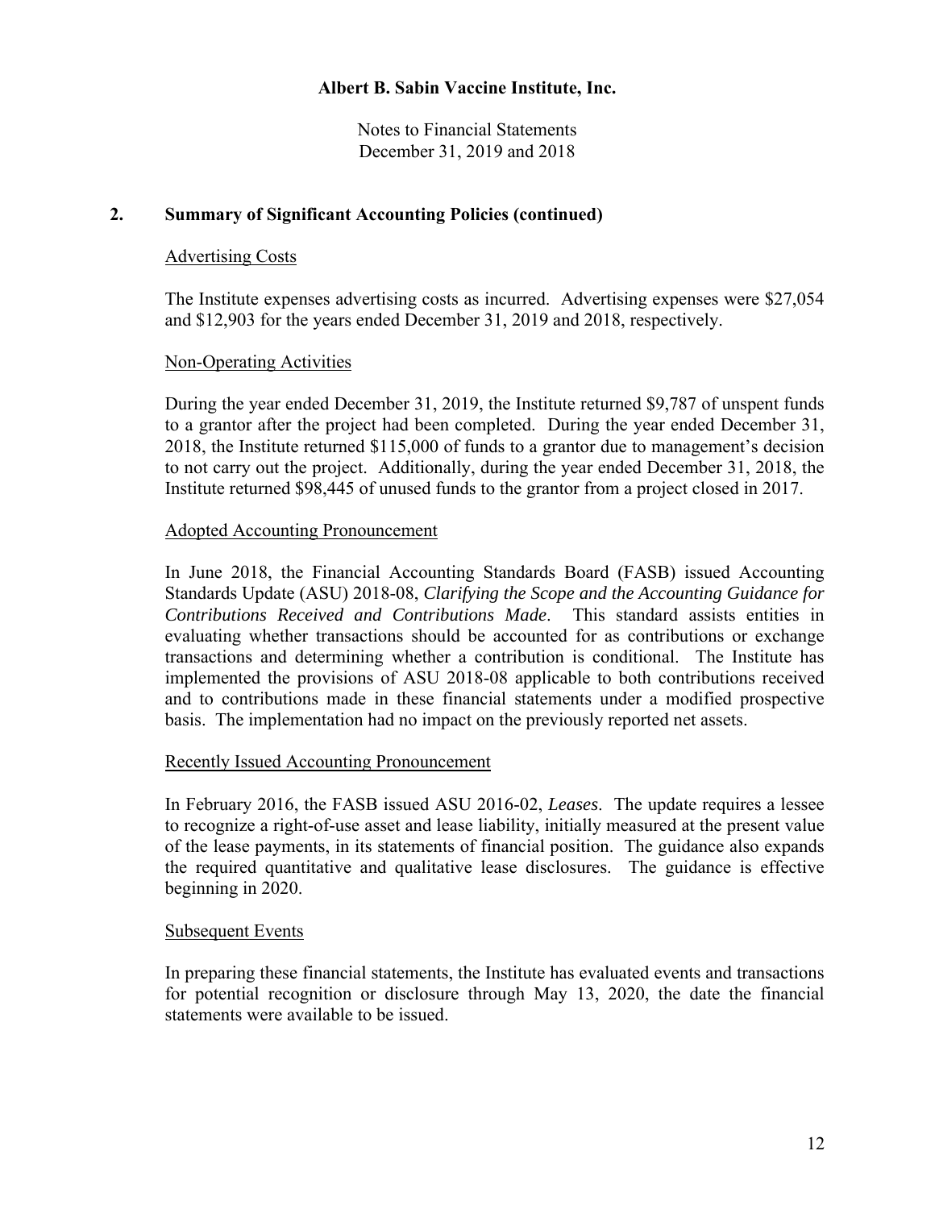## 2. Summary of Significant Accounting Policies (continued)

Advertising Costs

The Institute expenses advertising costs as incurred. Advertising expenses were $27,054 and $12,903 for the years ended December 31, 2019 and 2018, respectively.

Non-Operating Activities

During the year ended December 31, 2019, the Institute returned $9,787 of unspent funds to a grantor after the project had been completed. During the year ended December 31, 2018, the Institute returned $115,000 of funds to a grantor due to management's decision to not carry out the project. Additionally, during the year ended December 31, 2018, the Institute returned $98,445 of unused funds to the grantor from a project closed in 2017.

Adopted Accounting Pronouncement

In June 2018, the Financial Accounting Standards Board (FASB) issued Accounting Standards Update (ASU) 2018-08, *Clarifying the Scope and the Accounting Guidance for Contributions Received and Contributions Made*. This standard assists entities in evaluating whether transactions should be accounted for as contributions or exchange transactions and determining whether a contribution is conditional. The Institute has implemented the provisions of ASU 2018-08 applicable to both contributions received and to contributions made in these financial statements under a modified prospective basis. The implementation had no impact on the previously reported net assets.

Recently Issued Accounting Pronouncement

In February 2016, the FASB issued ASU 2016-02, *Leases*. The update requires a lessee to recognize a right-of-use asset and lease liability, initially measured at the present value of the lease payments, in its statements of financial position. The guidance also expands the required quantitative and qualitative lease disclosures. The guidance is effective beginning in 2020.

Subsequent Events

In preparing these financial statements, the Institute has evaluated events and transactions for potential recognition or disclosure through May 13, 2020, the date the financial statements were available to be issued.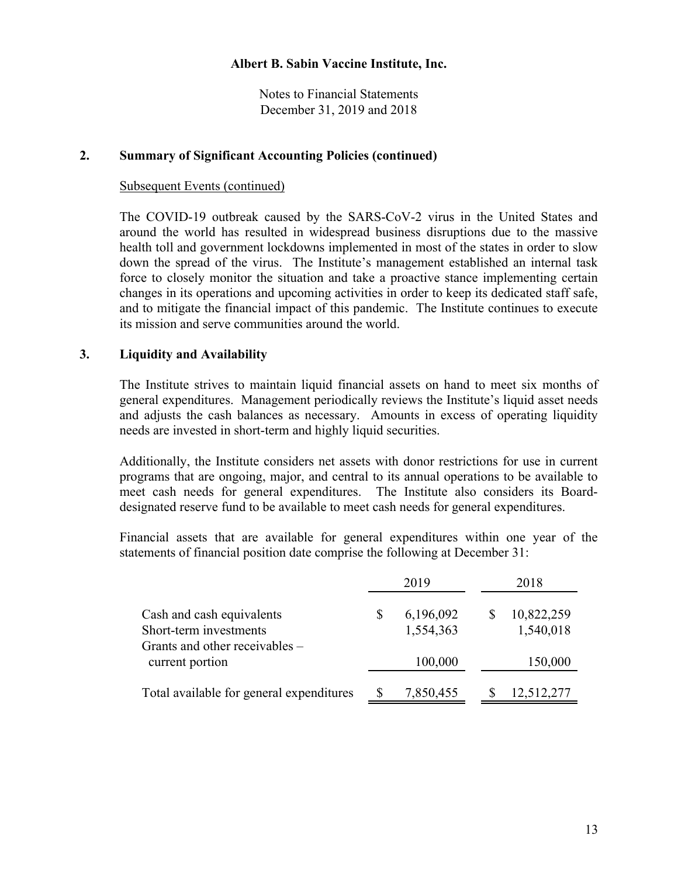**Albert B. Sabin Vaccine Institute, Inc.**

Notes to Financial Statements
December 31, 2019 and 2018

## 2. Summary of Significant Accounting Policies (continued)

Subsequent Events (continued)

The COVID-19 outbreak caused by the SARS-CoV-2 virus in the United States and around the world has resulted in widespread business disruptions due to the massive health toll and government lockdowns implemented in most of the states in order to slow down the spread of the virus. The Institute's management established an internal task force to closely monitor the situation and take a proactive stance implementing certain changes in its operations and upcoming activities in order to keep its dedicated staff safe, and to mitigate the financial impact of this pandemic. The Institute continues to execute its mission and serve communities around the world.

## 3. Liquidity and Availability

The Institute strives to maintain liquid financial assets on hand to meet six months of general expenditures. Management periodically reviews the Institute's liquid asset needs and adjusts the cash balances as necessary. Amounts in excess of operating liquidity needs are invested in short-term and highly liquid securities.

Additionally, the Institute considers net assets with donor restrictions for use in current programs that are ongoing, major, and central to its annual operations to be available to meet cash needs for general expenditures. The Institute also considers its Board-designated reserve fund to be available to meet cash needs for general expenditures.

Financial assets that are available for general expenditures within one year of the statements of financial position date comprise the following at December 31:

| | 2019 | 2018 |
|---|---|---|
| Cash and cash equivalents | $ 6,196,092 | $ 10,822,259 |
| Short-term investments | 1,554,363 | 1,540,018 |
| Grants and other receivables – current portion | 100,000 | 150,000 |
| Total available for general expenditures | $ 7,850,455 | $ 12,512,277 |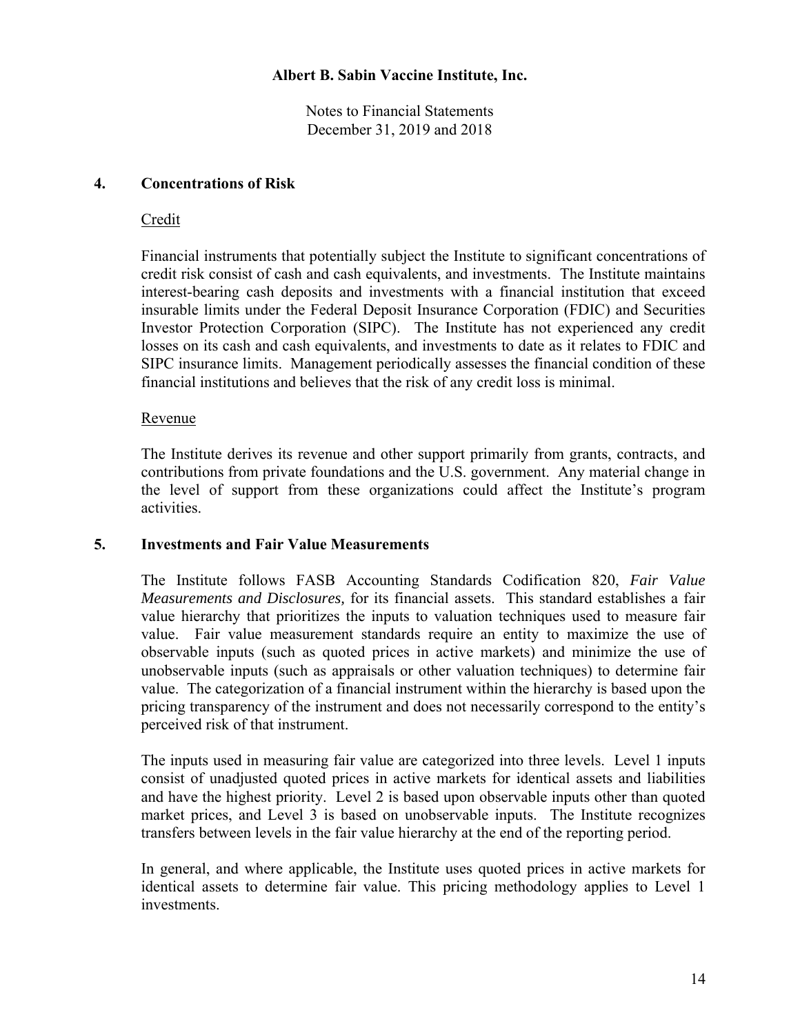## 4. Concentrations of Risk

Credit

Financial instruments that potentially subject the Institute to significant concentrations of credit risk consist of cash and cash equivalents, and investments. The Institute maintains interest-bearing cash deposits and investments with a financial institution that exceed insurable limits under the Federal Deposit Insurance Corporation (FDIC) and Securities Investor Protection Corporation (SIPC). The Institute has not experienced any credit losses on its cash and cash equivalents, and investments to date as it relates to FDIC and SIPC insurance limits. Management periodically assesses the financial condition of these financial institutions and believes that the risk of any credit loss is minimal.

Revenue

The Institute derives its revenue and other support primarily from grants, contracts, and contributions from private foundations and the U.S. government. Any material change in the level of support from these organizations could affect the Institute's program activities.

## 5. Investments and Fair Value Measurements

The Institute follows FASB Accounting Standards Codification 820, *Fair Value Measurements and Disclosures,* for its financial assets. This standard establishes a fair value hierarchy that prioritizes the inputs to valuation techniques used to measure fair value. Fair value measurement standards require an entity to maximize the use of observable inputs (such as quoted prices in active markets) and minimize the use of unobservable inputs (such as appraisals or other valuation techniques) to determine fair value. The categorization of a financial instrument within the hierarchy is based upon the pricing transparency of the instrument and does not necessarily correspond to the entity's perceived risk of that instrument.

The inputs used in measuring fair value are categorized into three levels. Level 1 inputs consist of unadjusted quoted prices in active markets for identical assets and liabilities and have the highest priority. Level 2 is based upon observable inputs other than quoted market prices, and Level 3 is based on unobservable inputs. The Institute recognizes transfers between levels in the fair value hierarchy at the end of the reporting period.

In general, and where applicable, the Institute uses quoted prices in active markets for identical assets to determine fair value. This pricing methodology applies to Level 1 investments.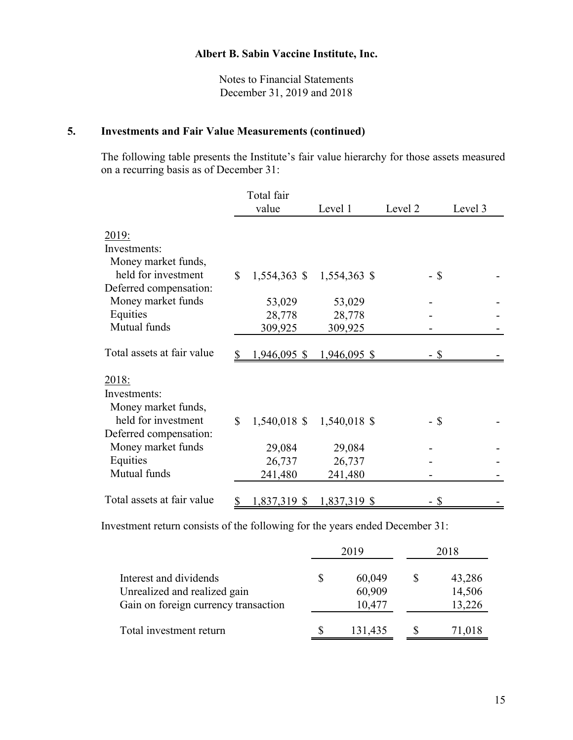Albert B. Sabin Vaccine Institute, Inc.

Notes to Financial Statements
December 31, 2019 and 2018

## 5. Investments and Fair Value Measurements (continued)

The following table presents the Institute's fair value hierarchy for those assets measured on a recurring basis as of December 31:

| | Total fair value | Level 1 | Level 2 | Level 3 |
|---|---|---|---|---|
| 2019: | | | | |
| Investments: | | | | |
| Money market funds, held for investment | $ 1,554,363 | $ 1,554,363 | $ - | $ - |
| Deferred compensation: | | | | |
| Money market funds | 53,029 | 53,029 | - | - |
| Equities | 28,778 | 28,778 | - | - |
| Mutual funds | 309,925 | 309,925 | - | - |
| Total assets at fair value | $ 1,946,095 | $ 1,946,095 | $ - | $ - |
| 2018: | | | | |
| Investments: | | | | |
| Money market funds, held for investment | $ 1,540,018 | $ 1,540,018 | $ - | $ - |
| Deferred compensation: | | | | |
| Money market funds | 29,084 | 29,084 | - | - |
| Equities | 26,737 | 26,737 | - | - |
| Mutual funds | 241,480 | 241,480 | - | - |
| Total assets at fair value | $ 1,837,319 | $ 1,837,319 | $ - | $ - |

Investment return consists of the following for the years ended December 31:

| | 2019 | 2018 |
|---|---|---|
| Interest and dividends | $ 60,049 | $ 43,286 |
| Unrealized and realized gain | 60,909 | 14,506 |
| Gain on foreign currency transaction | 10,477 | 13,226 |
| Total investment return | $ 131,435 | $ 71,018 |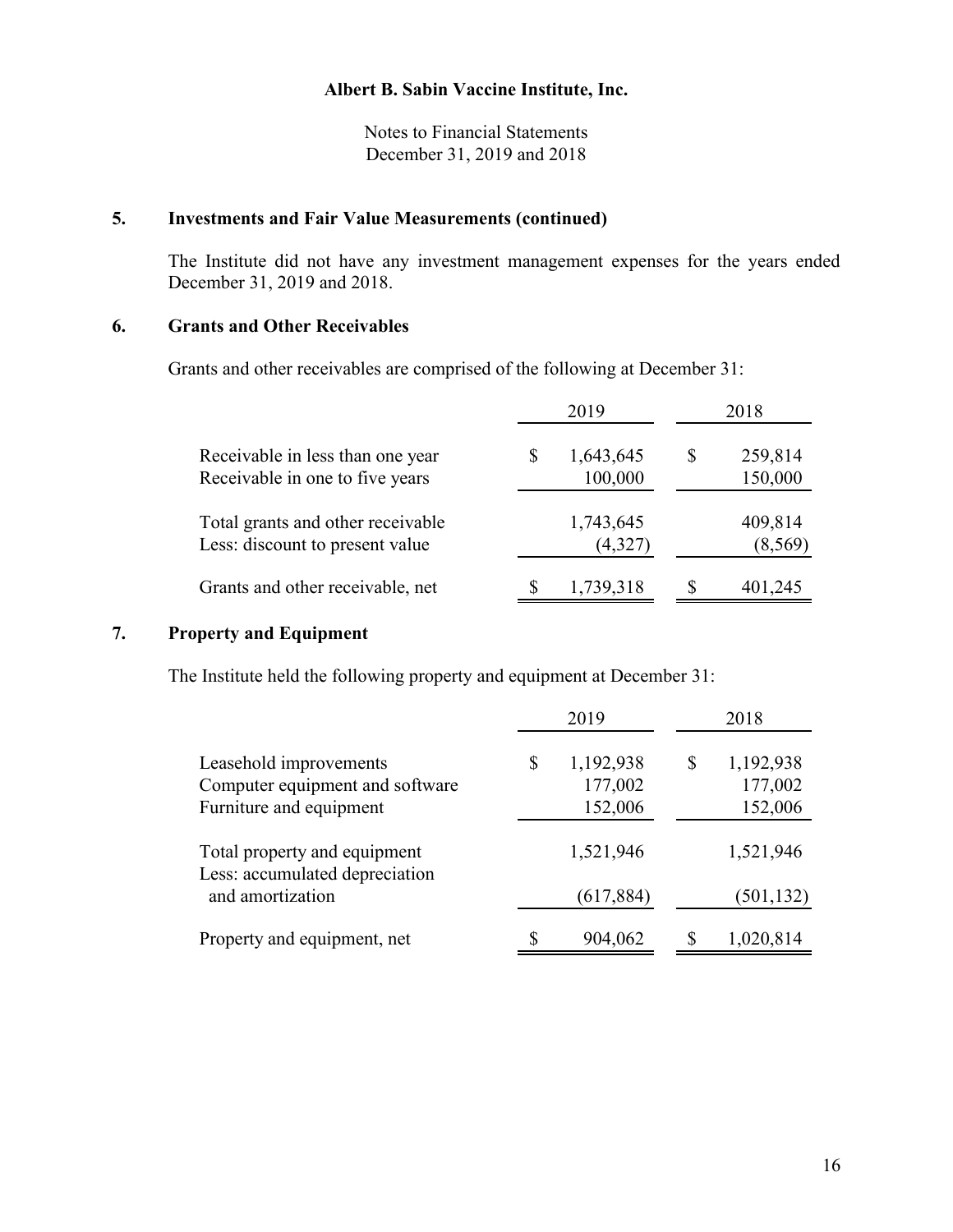## 5. Investments and Fair Value Measurements (continued)

The Institute did not have any investment management expenses for the years ended December 31, 2019 and 2018.

## 6. Grants and Other Receivables

Grants and other receivables are comprised of the following at December 31:

| | 2019 | 2018 |
|---|---|---|
| Receivable in less than one year | $ 1,643,645 | $ 259,814 |
| Receivable in one to five years | 100,000 | 150,000 |
| Total grants and other receivable | 1,743,645 | 409,814 |
| Less: discount to present value | (4,327) | (8,569) |
| Grants and other receivable, net | $ 1,739,318 | $ 401,245 |

## 7. Property and Equipment

The Institute held the following property and equipment at December 31:

| | 2019 | 2018 |
|---|---|---|
| Leasehold improvements | $ 1,192,938 | $ 1,192,938 |
| Computer equipment and software | 177,002 | 177,002 |
| Furniture and equipment | 152,006 | 152,006 |
| Total property and equipment | 1,521,946 | 1,521,946 |
| Less: accumulated depreciation and amortization | (617,884) | (501,132) |
| Property and equipment, net | $ 904,062 | $ 1,020,814 |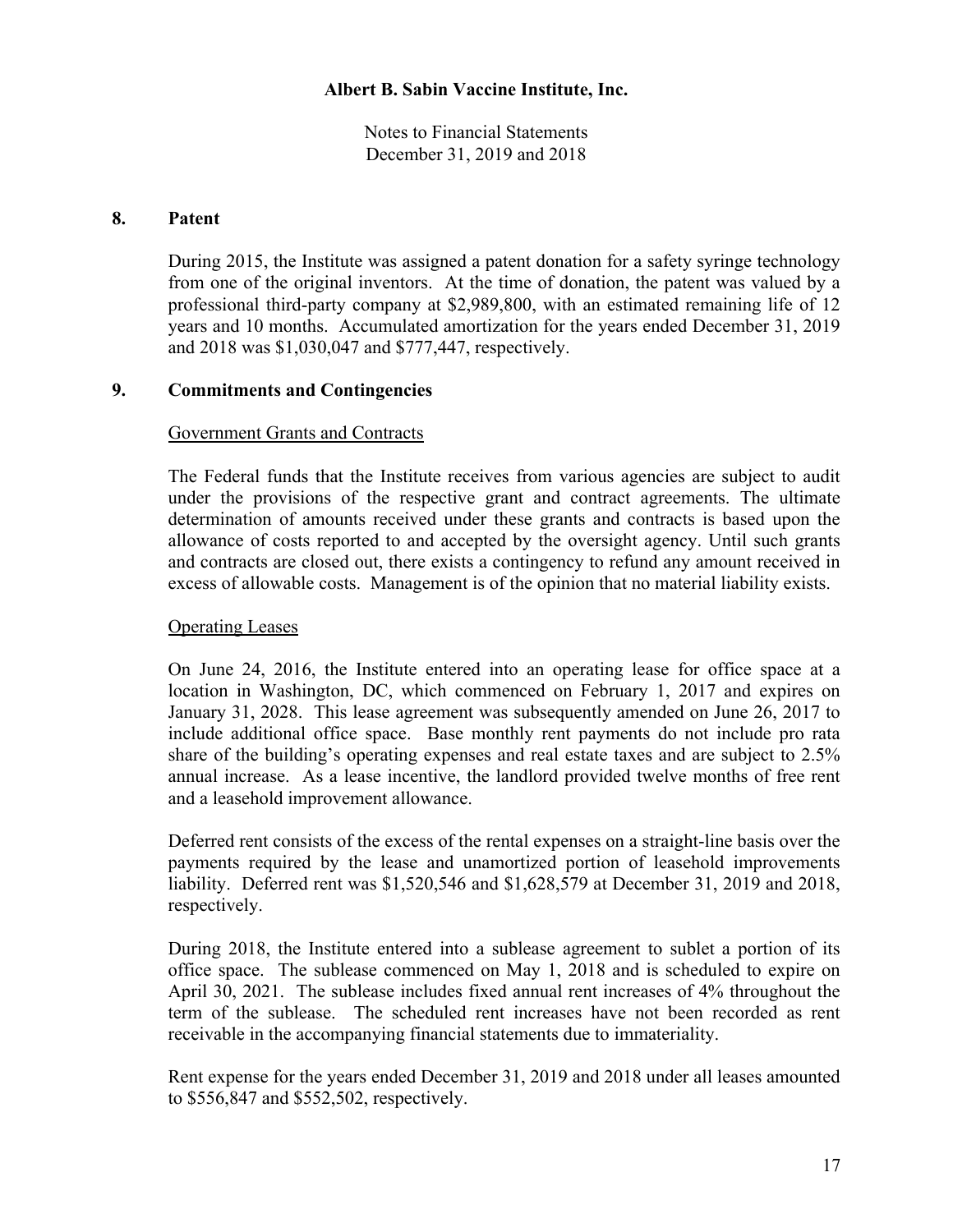## 8. Patent

During 2015, the Institute was assigned a patent donation for a safety syringe technology from one of the original inventors. At the time of donation, the patent was valued by a professional third-party company at $2,989,800, with an estimated remaining life of 12 years and 10 months. Accumulated amortization for the years ended December 31, 2019 and 2018 was $1,030,047 and $777,447, respectively.

## 9. Commitments and Contingencies

Government Grants and Contracts

The Federal funds that the Institute receives from various agencies are subject to audit under the provisions of the respective grant and contract agreements. The ultimate determination of amounts received under these grants and contracts is based upon the allowance of costs reported to and accepted by the oversight agency. Until such grants and contracts are closed out, there exists a contingency to refund any amount received in excess of allowable costs. Management is of the opinion that no material liability exists.

Operating Leases

On June 24, 2016, the Institute entered into an operating lease for office space at a location in Washington, DC, which commenced on February 1, 2017 and expires on January 31, 2028. This lease agreement was subsequently amended on June 26, 2017 to include additional office space. Base monthly rent payments do not include pro rata share of the building's operating expenses and real estate taxes and are subject to 2.5% annual increase. As a lease incentive, the landlord provided twelve months of free rent and a leasehold improvement allowance.

Deferred rent consists of the excess of the rental expenses on a straight-line basis over the payments required by the lease and unamortized portion of leasehold improvements liability. Deferred rent was $1,520,546 and $1,628,579 at December 31, 2019 and 2018, respectively.

During 2018, the Institute entered into a sublease agreement to sublet a portion of its office space. The sublease commenced on May 1, 2018 and is scheduled to expire on April 30, 2021. The sublease includes fixed annual rent increases of 4% throughout the term of the sublease. The scheduled rent increases have not been recorded as rent receivable in the accompanying financial statements due to immateriality.

Rent expense for the years ended December 31, 2019 and 2018 under all leases amounted to $556,847 and $552,502, respectively.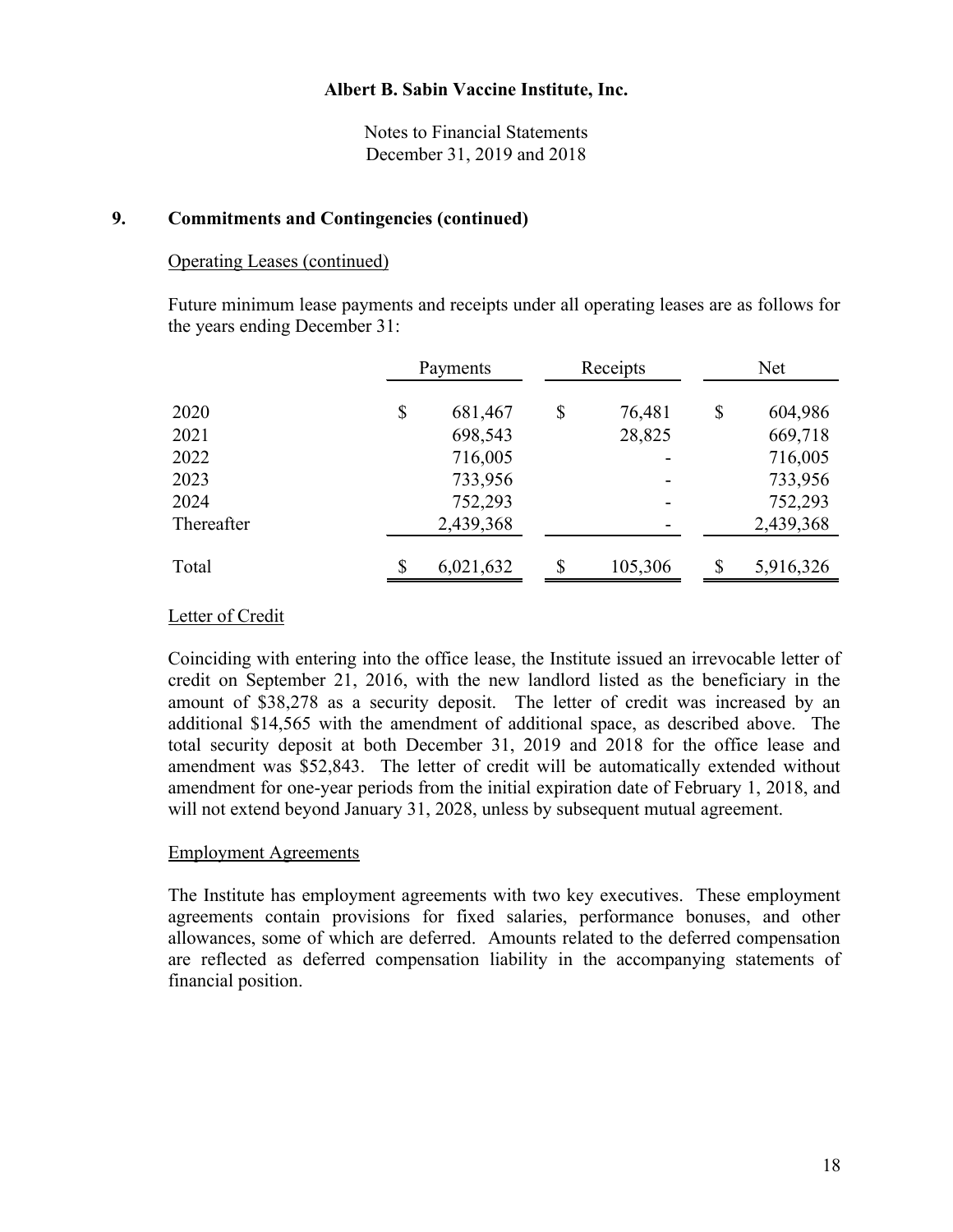**Albert B. Sabin Vaccine Institute, Inc.**

Notes to Financial Statements
December 31, 2019 and 2018

## 9. Commitments and Contingencies (continued)

Operating Leases (continued)

Future minimum lease payments and receipts under all operating leases are as follows for the years ending December 31:

| | Payments | Receipts | Net |
|---|---|---|---|
| 2020 | $ 681,467 | $ 76,481 | $ 604,986 |
| 2021 | 698,543 | 28,825 | 669,718 |
| 2022 | 716,005 | - | 716,005 |
| 2023 | 733,956 | - | 733,956 |
| 2024 | 752,293 | - | 752,293 |
| Thereafter | 2,439,368 | - | 2,439,368 |
| Total | $ 6,021,632 | $ 105,306 | $ 5,916,326 |

Letter of Credit

Coinciding with entering into the office lease, the Institute issued an irrevocable letter of credit on September 21, 2016, with the new landlord listed as the beneficiary in the amount of $38,278 as a security deposit. The letter of credit was increased by an additional $14,565 with the amendment of additional space, as described above. The total security deposit at both December 31, 2019 and 2018 for the office lease and amendment was $52,843. The letter of credit will be automatically extended without amendment for one-year periods from the initial expiration date of February 1, 2018, and will not extend beyond January 31, 2028, unless by subsequent mutual agreement.

Employment Agreements

The Institute has employment agreements with two key executives. These employment agreements contain provisions for fixed salaries, performance bonuses, and other allowances, some of which are deferred. Amounts related to the deferred compensation are reflected as deferred compensation liability in the accompanying statements of financial position.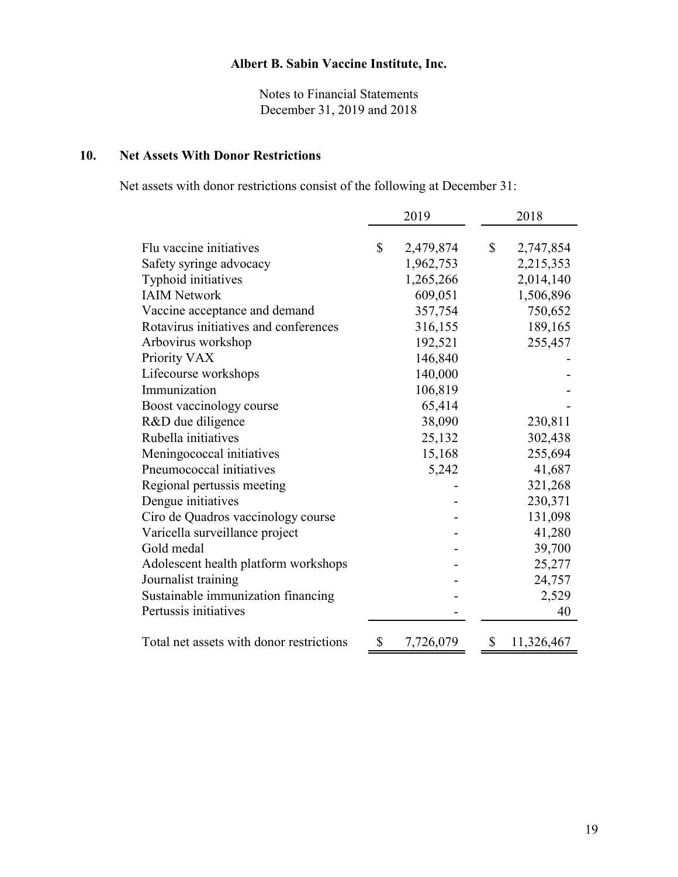# Albert B. Sabin Vaccine Institute, Inc.

Notes to Financial Statements
December 31, 2019 and 2018

## 10. Net Assets With Donor Restrictions

Net assets with donor restrictions consist of the following at December 31:

| | 2019 | 2018 |
|---|---|---|
| Flu vaccine initiatives | $ 2,479,874 | $ 2,747,854 |
| Safety syringe advocacy | 1,962,753 | 2,215,353 |
| Typhoid initiatives | 1,265,266 | 2,014,140 |
| IAIM Network | 609,051 | 1,506,896 |
| Vaccine acceptance and demand | 357,754 | 750,652 |
| Rotavirus initiatives and conferences | 316,155 | 189,165 |
| Arbovirus workshop | 192,521 | 255,457 |
| Priority VAX | 146,840 | - |
| Lifecourse workshops | 140,000 | - |
| Immunization | 106,819 | - |
| Boost vaccinology course | 65,414 | - |
| R&D due diligence | 38,090 | 230,811 |
| Rubella initiatives | 25,132 | 302,438 |
| Meningococcal initiatives | 15,168 | 255,694 |
| Pneumococcal initiatives | 5,242 | 41,687 |
| Regional pertussis meeting | - | 321,268 |
| Dengue initiatives | - | 230,371 |
| Ciro de Quadros vaccinology course | - | 131,098 |
| Varicella surveillance project | - | 41,280 |
| Gold medal | - | 39,700 |
| Adolescent health platform workshops | - | 25,277 |
| Journalist training | - | 24,757 |
| Sustainable immunization financing | - | 2,529 |
| Pertussis initiatives | - | 40 |
| Total net assets with donor restrictions | $ 7,726,079 | $ 11,326,467 |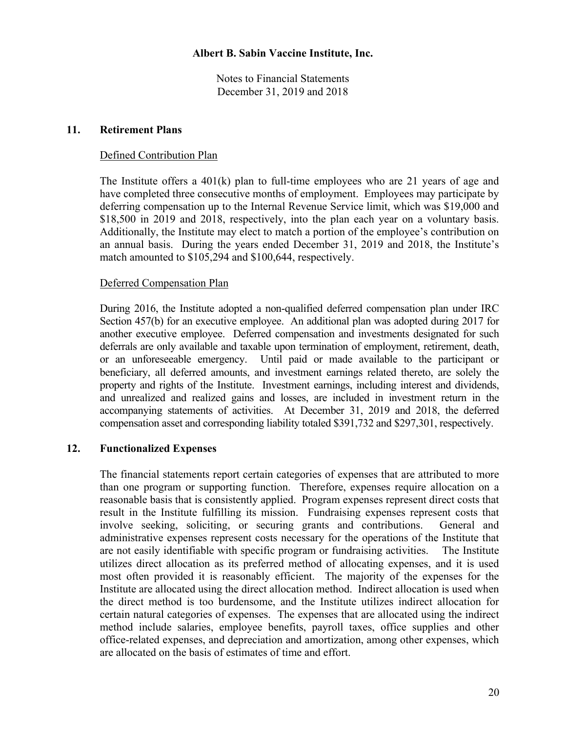## 11. Retirement Plans

### Defined Contribution Plan

The Institute offers a 401(k) plan to full-time employees who are 21 years of age and have completed three consecutive months of employment. Employees may participate by deferring compensation up to the Internal Revenue Service limit, which was $19,000 and $18,500 in 2019 and 2018, respectively, into the plan each year on a voluntary basis. Additionally, the Institute may elect to match a portion of the employee's contribution on an annual basis. During the years ended December 31, 2019 and 2018, the Institute's match amounted to $105,294 and $100,644, respectively.

### Deferred Compensation Plan

During 2016, the Institute adopted a non-qualified deferred compensation plan under IRC Section 457(b) for an executive employee. An additional plan was adopted during 2017 for another executive employee. Deferred compensation and investments designated for such deferrals are only available and taxable upon termination of employment, retirement, death, or an unforeseeable emergency. Until paid or made available to the participant or beneficiary, all deferred amounts, and investment earnings related thereto, are solely the property and rights of the Institute. Investment earnings, including interest and dividends, and unrealized and realized gains and losses, are included in investment return in the accompanying statements of activities. At December 31, 2019 and 2018, the deferred compensation asset and corresponding liability totaled $391,732 and $297,301, respectively.

## 12. Functionalized Expenses

The financial statements report certain categories of expenses that are attributed to more than one program or supporting function. Therefore, expenses require allocation on a reasonable basis that is consistently applied. Program expenses represent direct costs that result in the Institute fulfilling its mission. Fundraising expenses represent costs that involve seeking, soliciting, or securing grants and contributions. General and administrative expenses represent costs necessary for the operations of the Institute that are not easily identifiable with specific program or fundraising activities. The Institute utilizes direct allocation as its preferred method of allocating expenses, and it is used most often provided it is reasonably efficient. The majority of the expenses for the Institute are allocated using the direct allocation method. Indirect allocation is used when the direct method is too burdensome, and the Institute utilizes indirect allocation for certain natural categories of expenses. The expenses that are allocated using the indirect method include salaries, employee benefits, payroll taxes, office supplies and other office-related expenses, and depreciation and amortization, among other expenses, which are allocated on the basis of estimates of time and effort.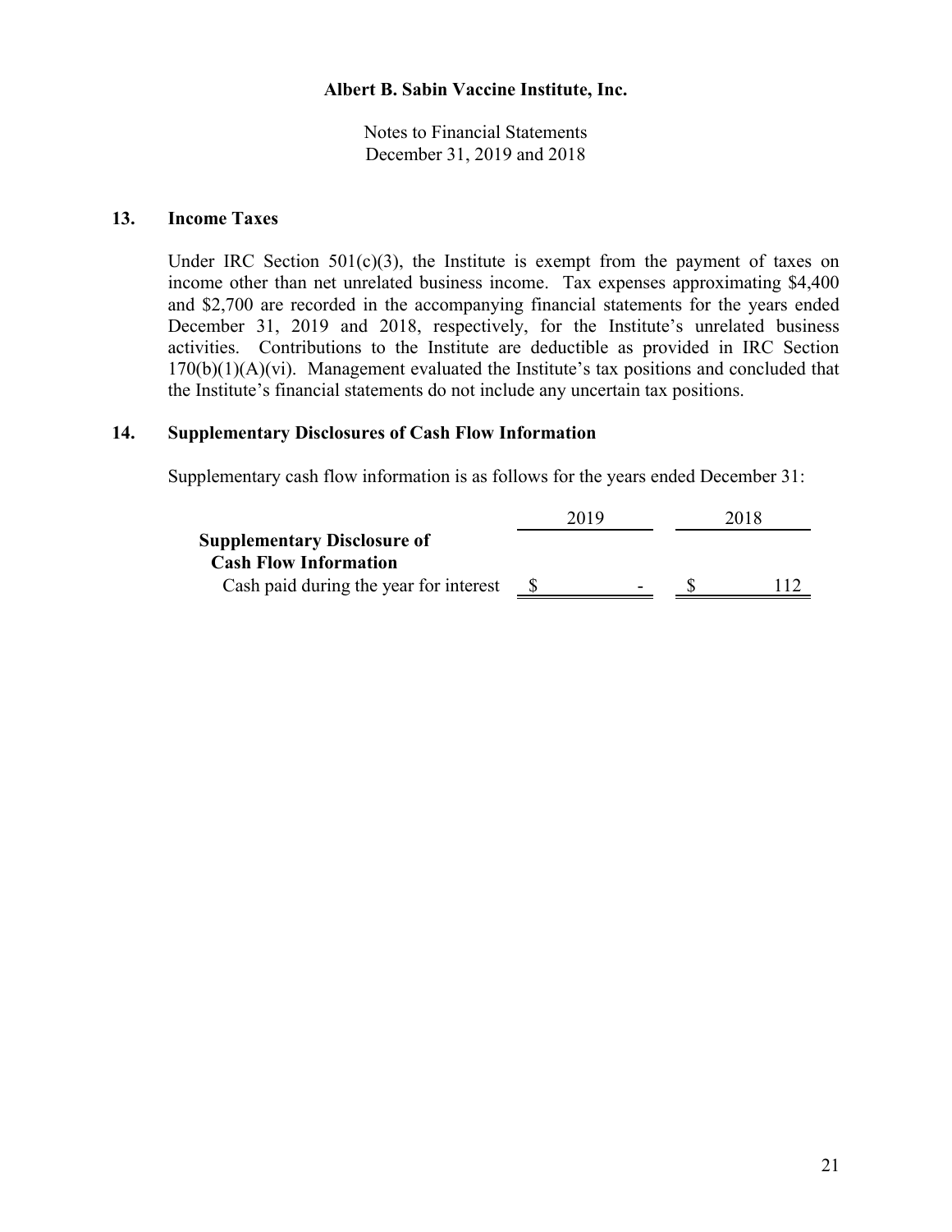**Albert B. Sabin Vaccine Institute, Inc.**

Notes to Financial Statements
December 31, 2019 and 2018

## 13. Income Taxes

Under IRC Section 501(c)(3), the Institute is exempt from the payment of taxes on income other than net unrelated business income. Tax expenses approximating $4,400 and $2,700 are recorded in the accompanying financial statements for the years ended December 31, 2019 and 2018, respectively, for the Institute's unrelated business activities. Contributions to the Institute are deductible as provided in IRC Section 170(b)(1)(A)(vi). Management evaluated the Institute's tax positions and concluded that the Institute's financial statements do not include any uncertain tax positions.

## 14. Supplementary Disclosures of Cash Flow Information

Supplementary cash flow information is as follows for the years ended December 31:

| | 2019 | 2018 |
|---|---|---|
| **Supplementary Disclosure of Cash Flow Information** | | |
| Cash paid during the year for interest | $ - | $ 112 |